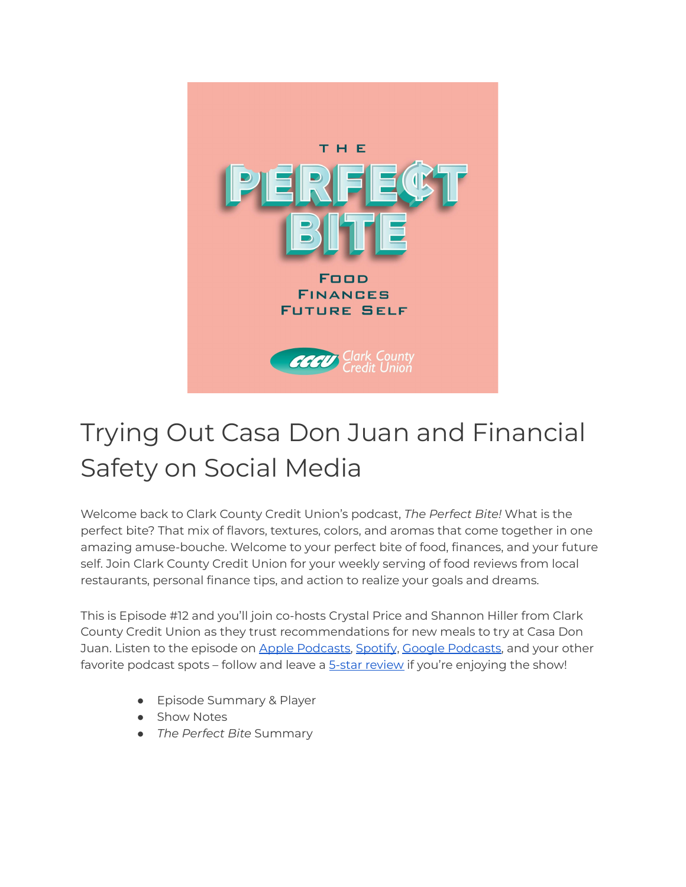# Trying Out Casa Don Juan and Financial Safety on Social Media

Welcome back to Clark County Credit Union's podcast, *The Perfect Bite!* What is the perfect bite? That mix of flavors, textures, colors, and aromas that come together in one amazing amuse-bouche. Welcome to your perfect bite of food, finances, and your future self. Join Clark County Credit Union for your weekly serving of food reviews from local restaurants, personal finance tips, and action to realize your goals and dreams.

This is Episode #12 and you'll join co-hosts Crystal Price and Shannon Hiller from Clark County Credit Union as they trust recommendations for new meals to try at Casa Don Juan. Listen to the episode on [Apple Podcasts], [Spotify], [Google Podcasts], and your other favorite podcast spots – follow and leave a [5-star review] if you're enjoying the show!

- Episode Summary & Player
- Show Notes
- *The Perfect Bite* Summary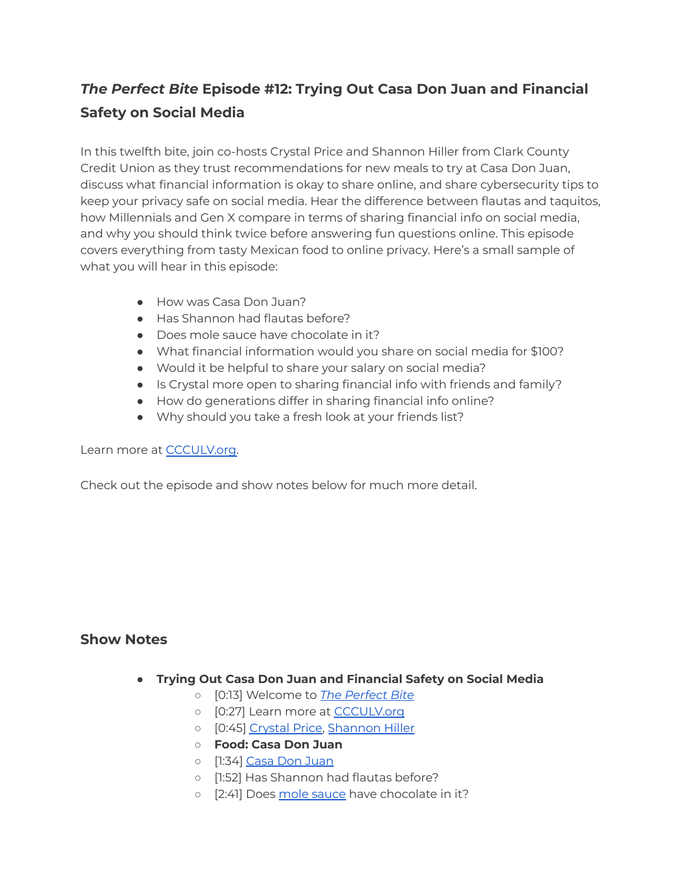## *The Perfect Bite* Episode #12: Trying Out Casa Don Juan and Financial Safety on Social Media

In this twelfth bite, join co-hosts Crystal Price and Shannon Hiller from Clark County Credit Union as they trust recommendations for new meals to try at Casa Don Juan, discuss what financial information is okay to share online, and share cybersecurity tips to keep your privacy safe on social media. Hear the difference between flautas and taquitos, how Millennials and Gen X compare in terms of sharing financial info on social media, and why you should think twice before answering fun questions online. This episode covers everything from tasty Mexican food to online privacy. Here's a small sample of what you will hear in this episode:

- How was Casa Don Juan?
- Has Shannon had flautas before?
- Does mole sauce have chocolate in it?
- What financial information would you share on social media for $100?
- Would it be helpful to share your salary on social media?
- Is Crystal more open to sharing financial info with friends and family?
- How do generations differ in sharing financial info online?
- Why should you take a fresh look at your friends list?

Learn more at [CCCULV.org](CCCULV.org).

Check out the episode and show notes below for much more detail.

### Show Notes

- **Trying Out Casa Don Juan and Financial Safety on Social Media**
  - [0:13] Welcome to *The Perfect Bite*
  - [0:27] Learn more at CCCULV.org
  - [0:45] Crystal Price, Shannon Hiller
  - **Food: Casa Don Juan**
  - [1:34] Casa Don Juan
  - [1:52] Has Shannon had flautas before?
  - [2:41] Does mole sauce have chocolate in it?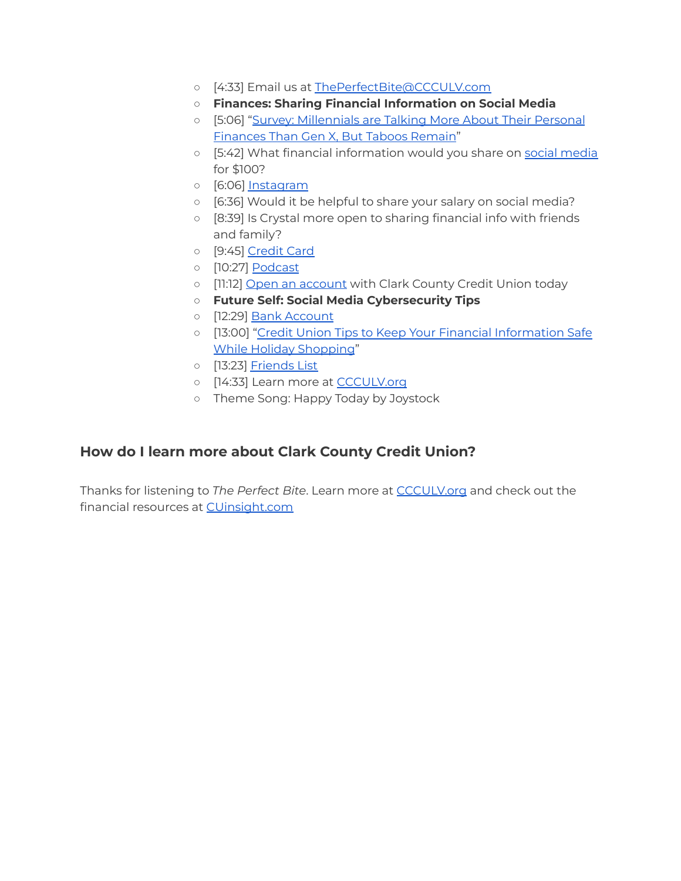- [4:33] Email us at ThePerfectBite@CCCULV.com
- **Finances: Sharing Financial Information on Social Media**
- [5:06] "Survey: Millennials are Talking More About Their Personal Finances Than Gen X, But Taboos Remain"
- [5:42] What financial information would you share on social media for $100?
- [6:06] Instagram
- [6:36] Would it be helpful to share your salary on social media?
- [8:39] Is Crystal more open to sharing financial info with friends and family?
- [9:45] Credit Card
- [10:27] Podcast
- [11:12] Open an account with Clark County Credit Union today
- **Future Self: Social Media Cybersecurity Tips**
- [12:29] Bank Account
- [13:00] "Credit Union Tips to Keep Your Financial Information Safe While Holiday Shopping"
- [13:23] Friends List
- [14:33] Learn more at CCCULV.org
- Theme Song: Happy Today by Joystock

## How do I learn more about Clark County Credit Union?

Thanks for listening to *The Perfect Bite*. Learn more at CCCULV.org and check out the financial resources at CUinsight.com